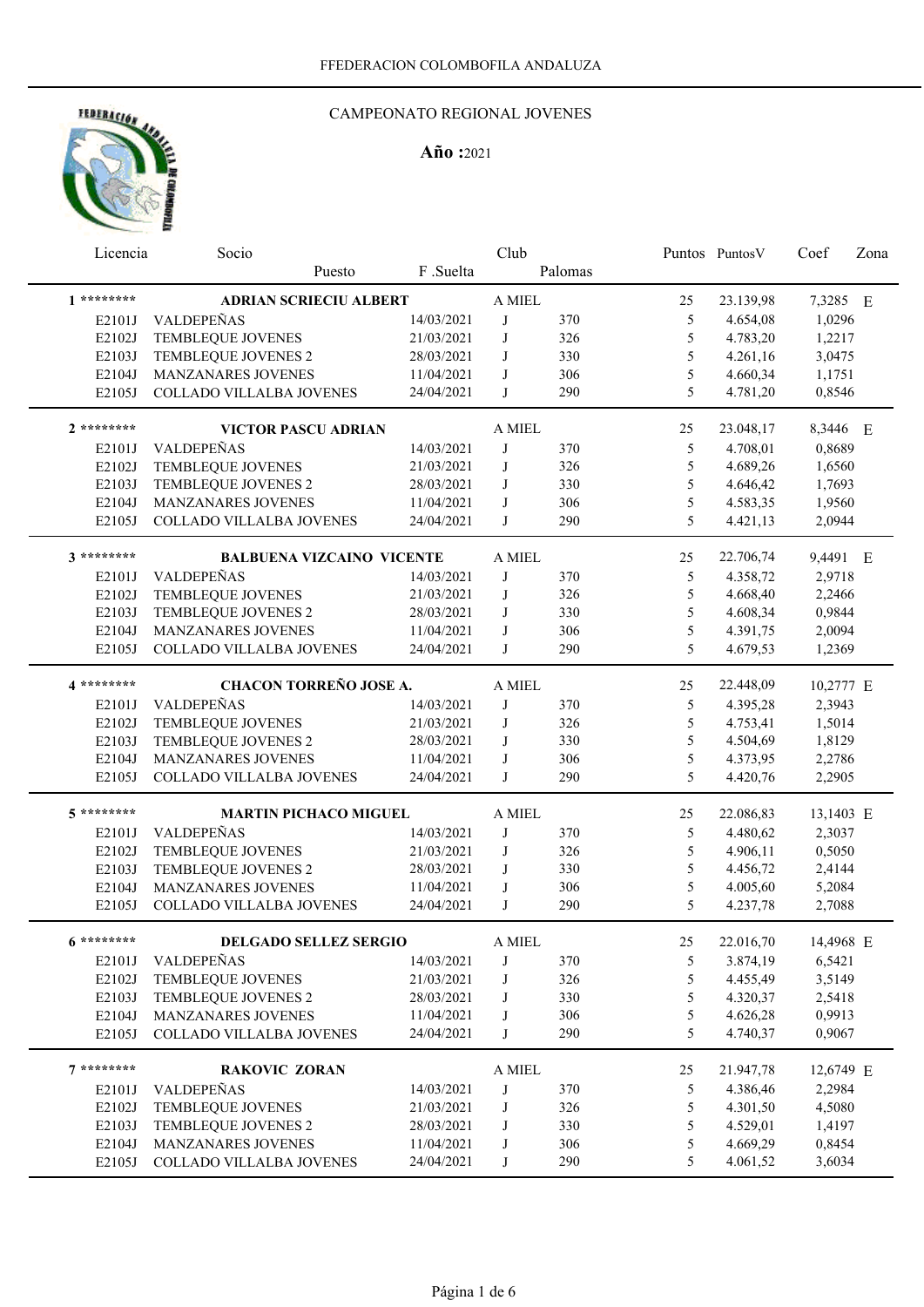FFEDERACION COLOMBOFILA ANDALUZA

# CAMPEONATO REGIONAL JOVENES

**Año :**2021

| Licencia | Socio | Puesto | F .Suelta | Club | Palomas | Puntos | PuntosV | Coef | Zona |
|---|---|---|---|---|---|---|---|---|---|
| 1 ******** | **ADRIAN SCRIECIU ALBERT** | | | A MIEL | | 25 | 23.139,98 | 7,3285 | E |
| | E2101J | VALDEPEÑAS | 14/03/2021 | J | 370 | 5 | 4.654,08 | 1,0296 | |
| | E2102J | TEMBLEQUE JOVENES | 21/03/2021 | J | 326 | 5 | 4.783,20 | 1,2217 | |
| | E2103J | TEMBLEQUE JOVENES 2 | 28/03/2021 | J | 330 | 5 | 4.261,16 | 3,0475 | |
| | E2104J | MANZANARES JOVENES | 11/04/2021 | J | 306 | 5 | 4.660,34 | 1,1751 | |
| | E2105J | COLLADO VILLALBA JOVENES | 24/04/2021 | J | 290 | 5 | 4.781,20 | 0,8546 | |
| 2 ******** | **VICTOR PASCU ADRIAN** | | | A MIEL | | 25 | 23.048,17 | 8,3446 | E |
| | E2101J | VALDEPEÑAS | 14/03/2021 | J | 370 | 5 | 4.708,01 | 0,8689 | |
| | E2102J | TEMBLEQUE JOVENES | 21/03/2021 | J | 326 | 5 | 4.689,26 | 1,6560 | |
| | E2103J | TEMBLEQUE JOVENES 2 | 28/03/2021 | J | 330 | 5 | 4.646,42 | 1,7693 | |
| | E2104J | MANZANARES JOVENES | 11/04/2021 | J | 306 | 5 | 4.583,35 | 1,9560 | |
| | E2105J | COLLADO VILLALBA JOVENES | 24/04/2021 | J | 290 | 5 | 4.421,13 | 2,0944 | |
| 3 ******** | **BALBUENA VIZCAINO VICENTE** | | | A MIEL | | 25 | 22.706,74 | 9,4491 | E |
| | E2101J | VALDEPEÑAS | 14/03/2021 | J | 370 | 5 | 4.358,72 | 2,9718 | |
| | E2102J | TEMBLEQUE JOVENES | 21/03/2021 | J | 326 | 5 | 4.668,40 | 2,2466 | |
| | E2103J | TEMBLEQUE JOVENES 2 | 28/03/2021 | J | 330 | 5 | 4.608,34 | 0,9844 | |
| | E2104J | MANZANARES JOVENES | 11/04/2021 | J | 306 | 5 | 4.391,75 | 2,0094 | |
| | E2105J | COLLADO VILLALBA JOVENES | 24/04/2021 | J | 290 | 5 | 4.679,53 | 1,2369 | |
| 4 ******** | **CHACON TORREÑO JOSE A.** | | | A MIEL | | 25 | 22.448,09 | 10,2777 | E |
| | E2101J | VALDEPEÑAS | 14/03/2021 | J | 370 | 5 | 4.395,28 | 2,3943 | |
| | E2102J | TEMBLEQUE JOVENES | 21/03/2021 | J | 326 | 5 | 4.753,41 | 1,5014 | |
| | E2103J | TEMBLEQUE JOVENES 2 | 28/03/2021 | J | 330 | 5 | 4.504,69 | 1,8129 | |
| | E2104J | MANZANARES JOVENES | 11/04/2021 | J | 306 | 5 | 4.373,95 | 2,2786 | |
| | E2105J | COLLADO VILLALBA JOVENES | 24/04/2021 | J | 290 | 5 | 4.420,76 | 2,2905 | |
| 5 ******** | **MARTIN PICHACO MIGUEL** | | | A MIEL | | 25 | 22.086,83 | 13,1403 | E |
| | E2101J | VALDEPEÑAS | 14/03/2021 | J | 370 | 5 | 4.480,62 | 2,3037 | |
| | E2102J | TEMBLEQUE JOVENES | 21/03/2021 | J | 326 | 5 | 4.906,11 | 0,5050 | |
| | E2103J | TEMBLEQUE JOVENES 2 | 28/03/2021 | J | 330 | 5 | 4.456,72 | 2,4144 | |
| | E2104J | MANZANARES JOVENES | 11/04/2021 | J | 306 | 5 | 4.005,60 | 5,2084 | |
| | E2105J | COLLADO VILLALBA JOVENES | 24/04/2021 | J | 290 | 5 | 4.237,78 | 2,7088 | |
| 6 ******** | **DELGADO SELLEZ SERGIO** | | | A MIEL | | 25 | 22.016,70 | 14,4968 | E |
| | E2101J | VALDEPEÑAS | 14/03/2021 | J | 370 | 5 | 3.874,19 | 6,5421 | |
| | E2102J | TEMBLEQUE JOVENES | 21/03/2021 | J | 326 | 5 | 4.455,49 | 3,5149 | |
| | E2103J | TEMBLEQUE JOVENES 2 | 28/03/2021 | J | 330 | 5 | 4.320,37 | 2,5418 | |
| | E2104J | MANZANARES JOVENES | 11/04/2021 | J | 306 | 5 | 4.626,28 | 0,9913 | |
| | E2105J | COLLADO VILLALBA JOVENES | 24/04/2021 | J | 290 | 5 | 4.740,37 | 0,9067 | |
| 7 ******** | **RAKOVIC ZORAN** | | | A MIEL | | 25 | 21.947,78 | 12,6749 | E |
| | E2101J | VALDEPEÑAS | 14/03/2021 | J | 370 | 5 | 4.386,46 | 2,2984 | |
| | E2102J | TEMBLEQUE JOVENES | 21/03/2021 | J | 326 | 5 | 4.301,50 | 4,5080 | |
| | E2103J | TEMBLEQUE JOVENES 2 | 28/03/2021 | J | 330 | 5 | 4.529,01 | 1,4197 | |
| | E2104J | MANZANARES JOVENES | 11/04/2021 | J | 306 | 5 | 4.669,29 | 0,8454 | |
| | E2105J | COLLADO VILLALBA JOVENES | 24/04/2021 | J | 290 | 5 | 4.061,52 | 3,6034 | |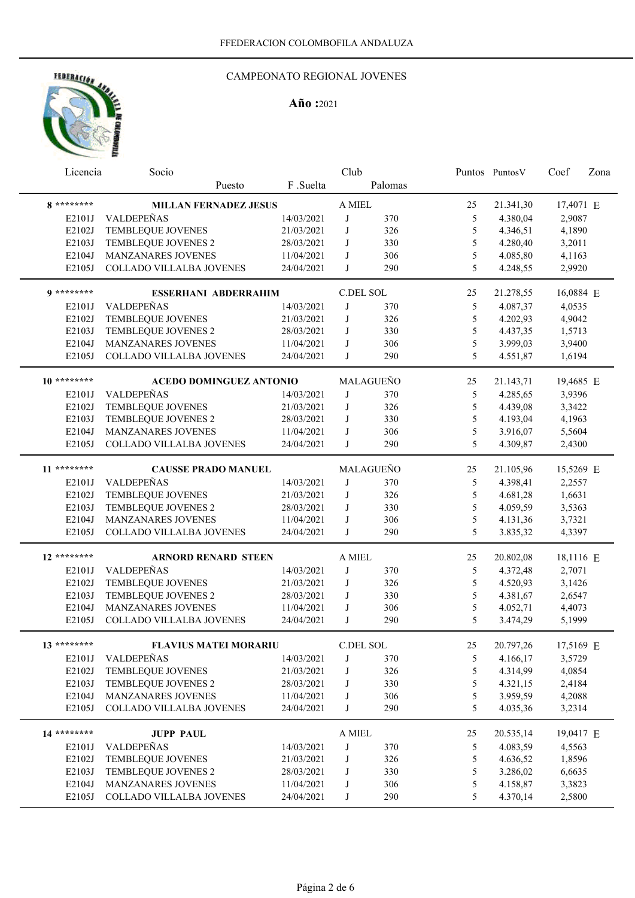FFEDERACION COLOMBOFILA ANDALUZA

# CAMPEONATO REGIONAL JOVENES

**Año :**2021

| Licencia | Socio / Puesto | F .Suelta | Club | Palomas | Puntos | PuntosV | Coef | Zona |
|---|---|---|---|---|---|---|---|---|
| **8 \*\*\*\*\*\*\*\*** | **MILLAN FERNADEZ JESUS** | | A MIEL | | 25 | 21.341,30 | 17,4071 | E |
| E2101J | VALDEPEÑAS | 14/03/2021 | J | 370 | 5 | 4.380,04 | 2,9087 | |
| E2102J | TEMBLEQUE JOVENES | 21/03/2021 | J | 326 | 5 | 4.346,51 | 4,1890 | |
| E2103J | TEMBLEQUE JOVENES 2 | 28/03/2021 | J | 330 | 5 | 4.280,40 | 3,2011 | |
| E2104J | MANZANARES JOVENES | 11/04/2021 | J | 306 | 5 | 4.085,80 | 4,1163 | |
| E2105J | COLLADO VILLALBA JOVENES | 24/04/2021 | J | 290 | 5 | 4.248,55 | 2,9920 | |
| **9 \*\*\*\*\*\*\*\*** | **ESSERHANI ABDERRAHIM** | | C.DEL SOL | | 25 | 21.278,55 | 16,0884 | E |
| E2101J | VALDEPEÑAS | 14/03/2021 | J | 370 | 5 | 4.087,37 | 4,0535 | |
| E2102J | TEMBLEQUE JOVENES | 21/03/2021 | J | 326 | 5 | 4.202,93 | 4,9042 | |
| E2103J | TEMBLEQUE JOVENES 2 | 28/03/2021 | J | 330 | 5 | 4.437,35 | 1,5713 | |
| E2104J | MANZANARES JOVENES | 11/04/2021 | J | 306 | 5 | 3.999,03 | 3,9400 | |
| E2105J | COLLADO VILLALBA JOVENES | 24/04/2021 | J | 290 | 5 | 4.551,87 | 1,6194 | |
| **10 \*\*\*\*\*\*\*\*** | **ACEDO DOMINGUEZ ANTONIO** | | MALAGUEÑO | | 25 | 21.143,71 | 19,4685 | E |
| E2101J | VALDEPEÑAS | 14/03/2021 | J | 370 | 5 | 4.285,65 | 3,9396 | |
| E2102J | TEMBLEQUE JOVENES | 21/03/2021 | J | 326 | 5 | 4.439,08 | 3,3422 | |
| E2103J | TEMBLEQUE JOVENES 2 | 28/03/2021 | J | 330 | 5 | 4.193,04 | 4,1963 | |
| E2104J | MANZANARES JOVENES | 11/04/2021 | J | 306 | 5 | 3.916,07 | 5,5604 | |
| E2105J | COLLADO VILLALBA JOVENES | 24/04/2021 | J | 290 | 5 | 4.309,87 | 2,4300 | |
| **11 \*\*\*\*\*\*\*\*** | **CAUSSE PRADO MANUEL** | | MALAGUEÑO | | 25 | 21.105,96 | 15,5269 | E |
| E2101J | VALDEPEÑAS | 14/03/2021 | J | 370 | 5 | 4.398,41 | 2,2557 | |
| E2102J | TEMBLEQUE JOVENES | 21/03/2021 | J | 326 | 5 | 4.681,28 | 1,6631 | |
| E2103J | TEMBLEQUE JOVENES 2 | 28/03/2021 | J | 330 | 5 | 4.059,59 | 3,5363 | |
| E2104J | MANZANARES JOVENES | 11/04/2021 | J | 306 | 5 | 4.131,36 | 3,7321 | |
| E2105J | COLLADO VILLALBA JOVENES | 24/04/2021 | J | 290 | 5 | 3.835,32 | 4,3397 | |
| **12 \*\*\*\*\*\*\*\*** | **ARNORD RENARD STEEN** | | A MIEL | | 25 | 20.802,08 | 18,1116 | E |
| E2101J | VALDEPEÑAS | 14/03/2021 | J | 370 | 5 | 4.372,48 | 2,7071 | |
| E2102J | TEMBLEQUE JOVENES | 21/03/2021 | J | 326 | 5 | 4.520,93 | 3,1426 | |
| E2103J | TEMBLEQUE JOVENES 2 | 28/03/2021 | J | 330 | 5 | 4.381,67 | 2,6547 | |
| E2104J | MANZANARES JOVENES | 11/04/2021 | J | 306 | 5 | 4.052,71 | 4,4073 | |
| E2105J | COLLADO VILLALBA JOVENES | 24/04/2021 | J | 290 | 5 | 3.474,29 | 5,1999 | |
| **13 \*\*\*\*\*\*\*\*** | **FLAVIUS MATEI MORARIU** | | C.DEL SOL | | 25 | 20.797,26 | 17,5169 | E |
| E2101J | VALDEPEÑAS | 14/03/2021 | J | 370 | 5 | 4.166,17 | 3,5729 | |
| E2102J | TEMBLEQUE JOVENES | 21/03/2021 | J | 326 | 5 | 4.314,99 | 4,0854 | |
| E2103J | TEMBLEQUE JOVENES 2 | 28/03/2021 | J | 330 | 5 | 4.321,15 | 2,4184 | |
| E2104J | MANZANARES JOVENES | 11/04/2021 | J | 306 | 5 | 3.959,59 | 4,2088 | |
| E2105J | COLLADO VILLALBA JOVENES | 24/04/2021 | J | 290 | 5 | 4.035,36 | 3,2314 | |
| **14 \*\*\*\*\*\*\*\*** | **JUPP PAUL** | | A MIEL | | 25 | 20.535,14 | 19,0417 | E |
| E2101J | VALDEPEÑAS | 14/03/2021 | J | 370 | 5 | 4.083,59 | 4,5563 | |
| E2102J | TEMBLEQUE JOVENES | 21/03/2021 | J | 326 | 5 | 4.636,52 | 1,8596 | |
| E2103J | TEMBLEQUE JOVENES 2 | 28/03/2021 | J | 330 | 5 | 3.286,02 | 6,6635 | |
| E2104J | MANZANARES JOVENES | 11/04/2021 | J | 306 | 5 | 4.158,87 | 3,3823 | |
| E2105J | COLLADO VILLALBA JOVENES | 24/04/2021 | J | 290 | 5 | 4.370,14 | 2,5800 | |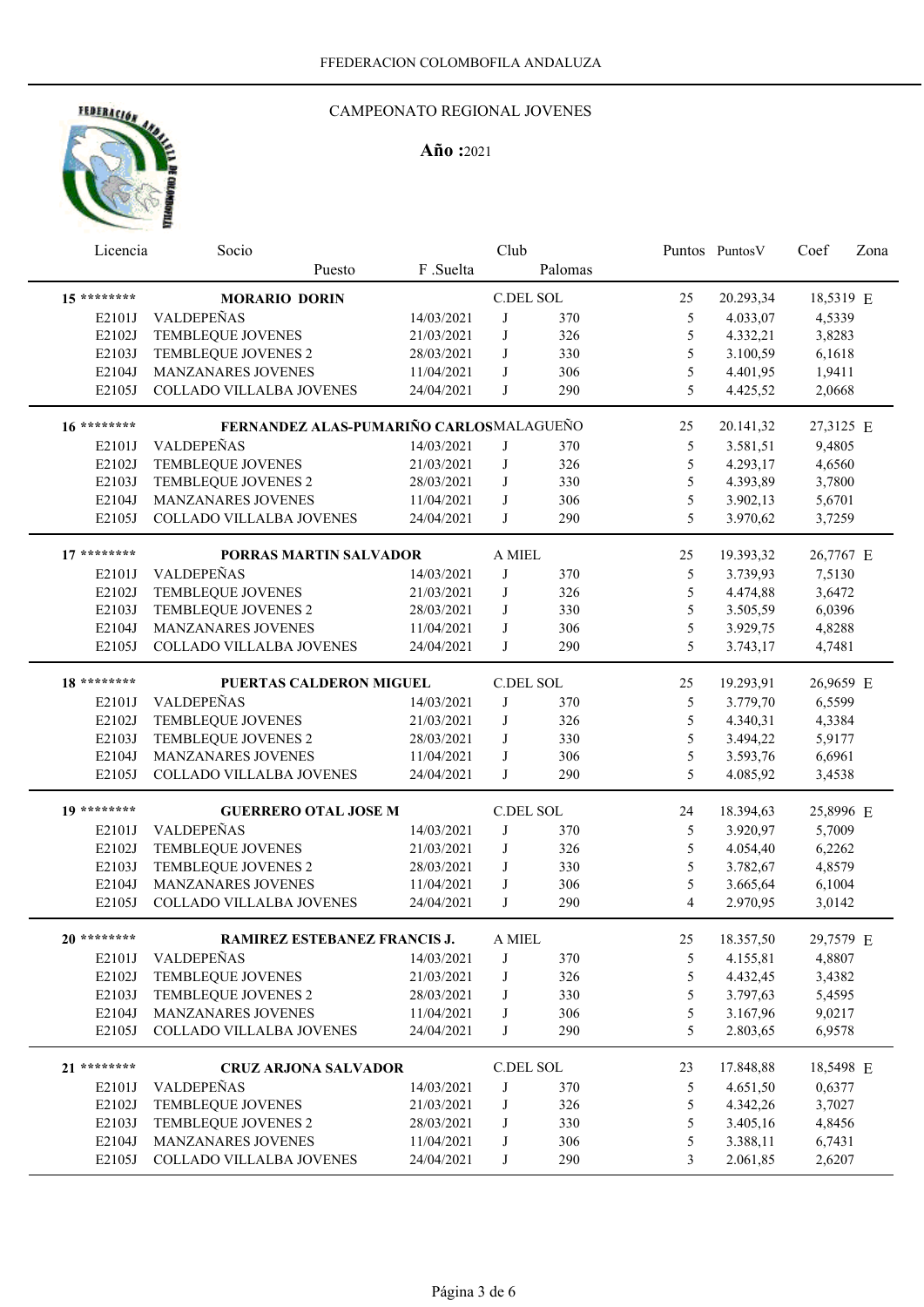FFEDERACION COLOMBOFILA ANDALUZA

CAMPEONATO REGIONAL JOVENES

**Año :**2021

| Licencia | Socio / Puesto | F .Suelta | Club | Palomas | Puntos | PuntosV | Coef | Zona |
|---|---|---|---|---|---|---|---|---|
| **15 \*\*\*\*\*\*\*\*** | **MORARIO DORIN** | | C.DEL SOL | | 25 | 20.293,34 | 18,5319 | E |
| E2101J | VALDEPEÑAS | 14/03/2021 | J | 370 | 5 | 4.033,07 | 4,5339 | |
| E2102J | TEMBLEQUE JOVENES | 21/03/2021 | J | 326 | 5 | 4.332,21 | 3,8283 | |
| E2103J | TEMBLEQUE JOVENES 2 | 28/03/2021 | J | 330 | 5 | 3.100,59 | 6,1618 | |
| E2104J | MANZANARES JOVENES | 11/04/2021 | J | 306 | 5 | 4.401,95 | 1,9411 | |
| E2105J | COLLADO VILLALBA JOVENES | 24/04/2021 | J | 290 | 5 | 4.425,52 | 2,0668 | |
| **16 \*\*\*\*\*\*\*\*** | **FERNANDEZ ALAS-PUMARIÑO CARLOS** | | MALAGUEÑO | | 25 | 20.141,32 | 27,3125 | E |
| E2101J | VALDEPEÑAS | 14/03/2021 | J | 370 | 5 | 3.581,51 | 9,4805 | |
| E2102J | TEMBLEQUE JOVENES | 21/03/2021 | J | 326 | 5 | 4.293,17 | 4,6560 | |
| E2103J | TEMBLEQUE JOVENES 2 | 28/03/2021 | J | 330 | 5 | 4.393,89 | 3,7800 | |
| E2104J | MANZANARES JOVENES | 11/04/2021 | J | 306 | 5 | 3.902,13 | 5,6701 | |
| E2105J | COLLADO VILLALBA JOVENES | 24/04/2021 | J | 290 | 5 | 3.970,62 | 3,7259 | |
| **17 \*\*\*\*\*\*\*\*** | **PORRAS MARTIN SALVADOR** | | A MIEL | | 25 | 19.393,32 | 26,7767 | E |
| E2101J | VALDEPEÑAS | 14/03/2021 | J | 370 | 5 | 3.739,93 | 7,5130 | |
| E2102J | TEMBLEQUE JOVENES | 21/03/2021 | J | 326 | 5 | 4.474,88 | 3,6472 | |
| E2103J | TEMBLEQUE JOVENES 2 | 28/03/2021 | J | 330 | 5 | 3.505,59 | 6,0396 | |
| E2104J | MANZANARES JOVENES | 11/04/2021 | J | 306 | 5 | 3.929,75 | 4,8288 | |
| E2105J | COLLADO VILLALBA JOVENES | 24/04/2021 | J | 290 | 5 | 3.743,17 | 4,7481 | |
| **18 \*\*\*\*\*\*\*\*** | **PUERTAS CALDERON MIGUEL** | | C.DEL SOL | | 25 | 19.293,91 | 26,9659 | E |
| E2101J | VALDEPEÑAS | 14/03/2021 | J | 370 | 5 | 3.779,70 | 6,5599 | |
| E2102J | TEMBLEQUE JOVENES | 21/03/2021 | J | 326 | 5 | 4.340,31 | 4,3384 | |
| E2103J | TEMBLEQUE JOVENES 2 | 28/03/2021 | J | 330 | 5 | 3.494,22 | 5,9177 | |
| E2104J | MANZANARES JOVENES | 11/04/2021 | J | 306 | 5 | 3.593,76 | 6,6961 | |
| E2105J | COLLADO VILLALBA JOVENES | 24/04/2021 | J | 290 | 5 | 4.085,92 | 3,4538 | |
| **19 \*\*\*\*\*\*\*\*** | **GUERRERO OTAL JOSE M** | | C.DEL SOL | | 24 | 18.394,63 | 25,8996 | E |
| E2101J | VALDEPEÑAS | 14/03/2021 | J | 370 | 5 | 3.920,97 | 5,7009 | |
| E2102J | TEMBLEQUE JOVENES | 21/03/2021 | J | 326 | 5 | 4.054,40 | 6,2262 | |
| E2103J | TEMBLEQUE JOVENES 2 | 28/03/2021 | J | 330 | 5 | 3.782,67 | 4,8579 | |
| E2104J | MANZANARES JOVENES | 11/04/2021 | J | 306 | 5 | 3.665,64 | 6,1004 | |
| E2105J | COLLADO VILLALBA JOVENES | 24/04/2021 | J | 290 | 4 | 2.970,95 | 3,0142 | |
| **20 \*\*\*\*\*\*\*\*** | **RAMIREZ ESTEBANEZ FRANCIS J.** | | A MIEL | | 25 | 18.357,50 | 29,7579 | E |
| E2101J | VALDEPEÑAS | 14/03/2021 | J | 370 | 5 | 4.155,81 | 4,8807 | |
| E2102J | TEMBLEQUE JOVENES | 21/03/2021 | J | 326 | 5 | 4.432,45 | 3,4382 | |
| E2103J | TEMBLEQUE JOVENES 2 | 28/03/2021 | J | 330 | 5 | 3.797,63 | 5,4595 | |
| E2104J | MANZANARES JOVENES | 11/04/2021 | J | 306 | 5 | 3.167,96 | 9,0217 | |
| E2105J | COLLADO VILLALBA JOVENES | 24/04/2021 | J | 290 | 5 | 2.803,65 | 6,9578 | |
| **21 \*\*\*\*\*\*\*\*** | **CRUZ ARJONA SALVADOR** | | C.DEL SOL | | 23 | 17.848,88 | 18,5498 | E |
| E2101J | VALDEPEÑAS | 14/03/2021 | J | 370 | 5 | 4.651,50 | 0,6377 | |
| E2102J | TEMBLEQUE JOVENES | 21/03/2021 | J | 326 | 5 | 4.342,26 | 3,7027 | |
| E2103J | TEMBLEQUE JOVENES 2 | 28/03/2021 | J | 330 | 5 | 3.405,16 | 4,8456 | |
| E2104J | MANZANARES JOVENES | 11/04/2021 | J | 306 | 5 | 3.388,11 | 6,7431 | |
| E2105J | COLLADO VILLALBA JOVENES | 24/04/2021 | J | 290 | 3 | 2.061,85 | 2,6207 | |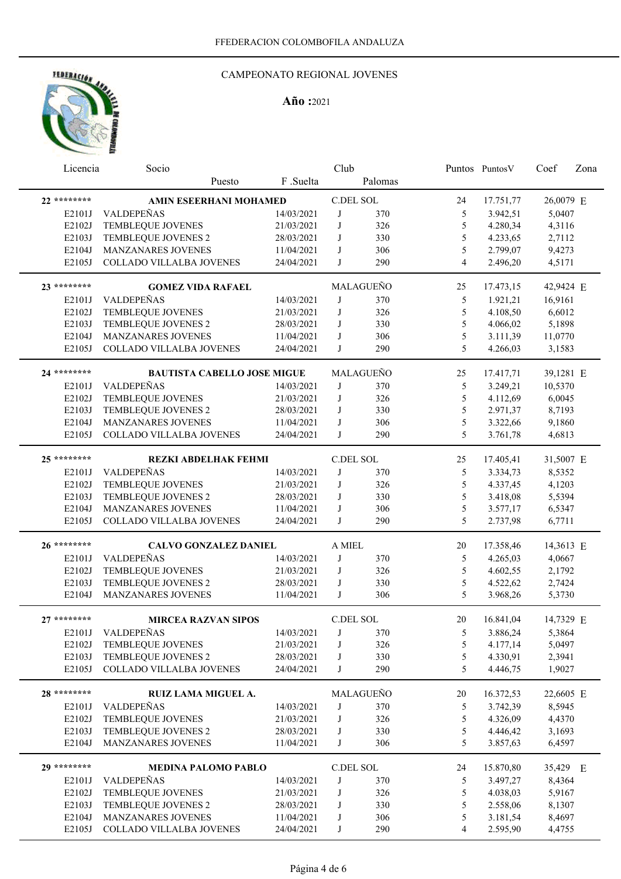FFEDERACION COLOMBOFILA ANDALUZA

## CAMPEONATO REGIONAL JOVENES

**Año :**2021

| Licencia | Socio / Puesto | F .Suelta | Club | Palomas | Puntos | PuntosV | Coef | Zona |
|---|---|---|---|---|---|---|---|---|
| **22** ******** | **AMIN ESEERHANI MOHAMED** | | C.DEL SOL | | 24 | 17.751,77 | 26,0079 | E |
| E2101J | VALDEPEÑAS | 14/03/2021 | J | 370 | 5 | 3.942,51 | 5,0407 | |
| E2102J | TEMBLEQUE JOVENES | 21/03/2021 | J | 326 | 5 | 4.280,34 | 4,3116 | |
| E2103J | TEMBLEQUE JOVENES 2 | 28/03/2021 | J | 330 | 5 | 4.233,65 | 2,7112 | |
| E2104J | MANZANARES JOVENES | 11/04/2021 | J | 306 | 5 | 2.799,07 | 9,4273 | |
| E2105J | COLLADO VILLALBA JOVENES | 24/04/2021 | J | 290 | 4 | 2.496,20 | 4,5171 | |
| **23** ******** | **GOMEZ VIDA RAFAEL** | | MALAGUEÑO | | 25 | 17.473,15 | 42,9424 | E |
| E2101J | VALDEPEÑAS | 14/03/2021 | J | 370 | 5 | 1.921,21 | 16,9161 | |
| E2102J | TEMBLEQUE JOVENES | 21/03/2021 | J | 326 | 5 | 4.108,50 | 6,6012 | |
| E2103J | TEMBLEQUE JOVENES 2 | 28/03/2021 | J | 330 | 5 | 4.066,02 | 5,1898 | |
| E2104J | MANZANARES JOVENES | 11/04/2021 | J | 306 | 5 | 3.111,39 | 11,0770 | |
| E2105J | COLLADO VILLALBA JOVENES | 24/04/2021 | J | 290 | 5 | 4.266,03 | 3,1583 | |
| **24** ******** | **BAUTISTA CABELLO JOSE MIGUE** | | MALAGUEÑO | | 25 | 17.417,71 | 39,1281 | E |
| E2101J | VALDEPEÑAS | 14/03/2021 | J | 370 | 5 | 3.249,21 | 10,5370 | |
| E2102J | TEMBLEQUE JOVENES | 21/03/2021 | J | 326 | 5 | 4.112,69 | 6,0045 | |
| E2103J | TEMBLEQUE JOVENES 2 | 28/03/2021 | J | 330 | 5 | 2.971,37 | 8,7193 | |
| E2104J | MANZANARES JOVENES | 11/04/2021 | J | 306 | 5 | 3.322,66 | 9,1860 | |
| E2105J | COLLADO VILLALBA JOVENES | 24/04/2021 | J | 290 | 5 | 3.761,78 | 4,6813 | |
| **25** ******** | **REZKI ABDELHAK FEHMI** | | C.DEL SOL | | 25 | 17.405,41 | 31,5007 | E |
| E2101J | VALDEPEÑAS | 14/03/2021 | J | 370 | 5 | 3.334,73 | 8,5352 | |
| E2102J | TEMBLEQUE JOVENES | 21/03/2021 | J | 326 | 5 | 4.337,45 | 4,1203 | |
| E2103J | TEMBLEQUE JOVENES 2 | 28/03/2021 | J | 330 | 5 | 3.418,08 | 5,5394 | |
| E2104J | MANZANARES JOVENES | 11/04/2021 | J | 306 | 5 | 3.577,17 | 6,5347 | |
| E2105J | COLLADO VILLALBA JOVENES | 24/04/2021 | J | 290 | 5 | 2.737,98 | 6,7711 | |
| **26** ******** | **CALVO GONZALEZ DANIEL** | | A MIEL | | 20 | 17.358,46 | 14,3613 | E |
| E2101J | VALDEPEÑAS | 14/03/2021 | J | 370 | 5 | 4.265,03 | 4,0667 | |
| E2102J | TEMBLEQUE JOVENES | 21/03/2021 | J | 326 | 5 | 4.602,55 | 2,1792 | |
| E2103J | TEMBLEQUE JOVENES 2 | 28/03/2021 | J | 330 | 5 | 4.522,62 | 2,7424 | |
| E2104J | MANZANARES JOVENES | 11/04/2021 | J | 306 | 5 | 3.968,26 | 5,3730 | |
| **27** ******** | **MIRCEA RAZVAN SIPOS** | | C.DEL SOL | | 20 | 16.841,04 | 14,7329 | E |
| E2101J | VALDEPEÑAS | 14/03/2021 | J | 370 | 5 | 3.886,24 | 5,3864 | |
| E2102J | TEMBLEQUE JOVENES | 21/03/2021 | J | 326 | 5 | 4.177,14 | 5,0497 | |
| E2103J | TEMBLEQUE JOVENES 2 | 28/03/2021 | J | 330 | 5 | 4.330,91 | 2,3941 | |
| E2105J | COLLADO VILLALBA JOVENES | 24/04/2021 | J | 290 | 5 | 4.446,75 | 1,9027 | |
| **28** ******** | **RUIZ LAMA MIGUEL A.** | | MALAGUEÑO | | 20 | 16.372,53 | 22,6605 | E |
| E2101J | VALDEPEÑAS | 14/03/2021 | J | 370 | 5 | 3.742,39 | 8,5945 | |
| E2102J | TEMBLEQUE JOVENES | 21/03/2021 | J | 326 | 5 | 4.326,09 | 4,4370 | |
| E2103J | TEMBLEQUE JOVENES 2 | 28/03/2021 | J | 330 | 5 | 4.446,42 | 3,1693 | |
| E2104J | MANZANARES JOVENES | 11/04/2021 | J | 306 | 5 | 3.857,63 | 6,4597 | |
| **29** ******** | **MEDINA PALOMO PABLO** | | C.DEL SOL | | 24 | 15.870,80 | 35,429 | E |
| E2101J | VALDEPEÑAS | 14/03/2021 | J | 370 | 5 | 3.497,27 | 8,4364 | |
| E2102J | TEMBLEQUE JOVENES | 21/03/2021 | J | 326 | 5 | 4.038,03 | 5,9167 | |
| E2103J | TEMBLEQUE JOVENES 2 | 28/03/2021 | J | 330 | 5 | 2.558,06 | 8,1307 | |
| E2104J | MANZANARES JOVENES | 11/04/2021 | J | 306 | 5 | 3.181,54 | 8,4697 | |
| E2105J | COLLADO VILLALBA JOVENES | 24/04/2021 | J | 290 | 4 | 2.595,90 | 4,4755 | |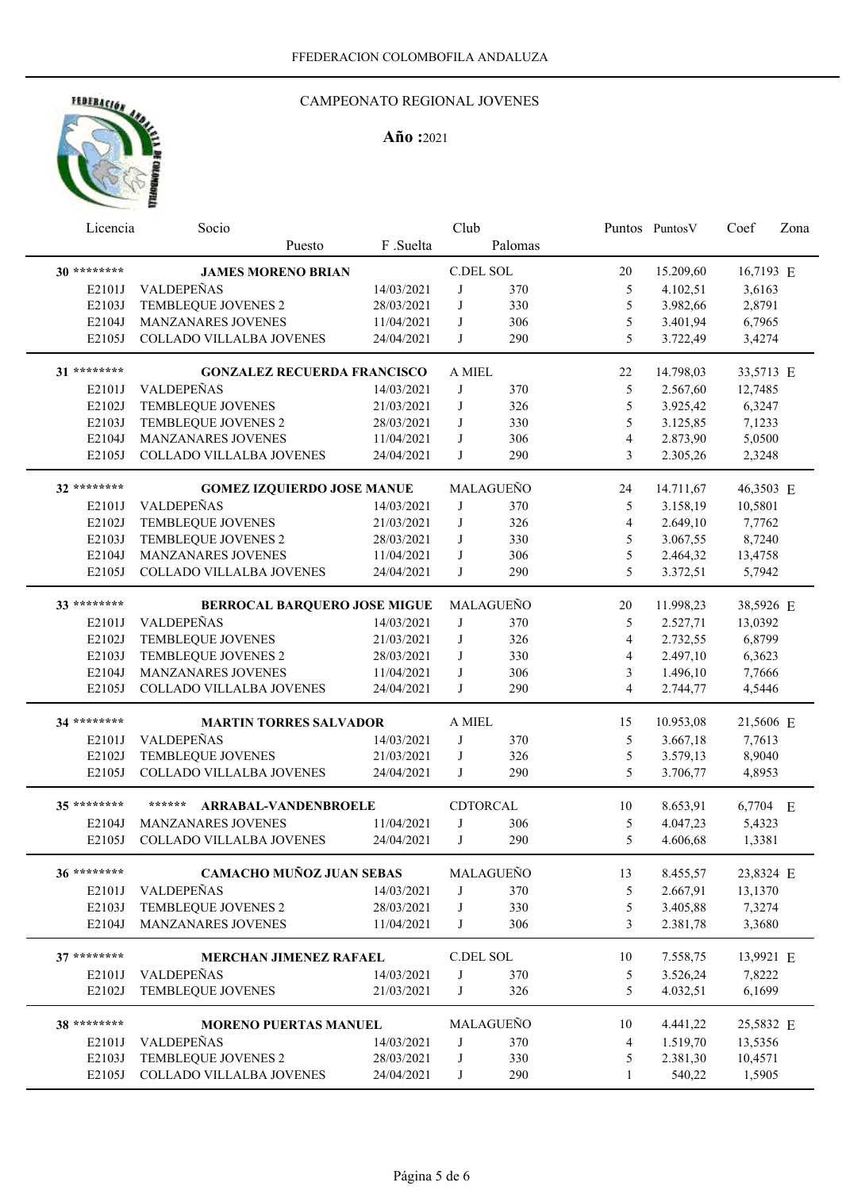FFEDERACION COLOMBOFILA ANDALUZA

CAMPEONATO REGIONAL JOVENES

**Año :** 2021

| Licencia | Socio / Puesto | F .Suelta | Club | Palomas | Puntos | PuntosV | Coef | Zona |
|---|---|---|---|---|---|---|---|---|
| **30** ******** | **JAMES MORENO BRIAN** | | C.DEL SOL | | 20 | 15.209,60 | 16,7193 | E |
| E2101J | VALDEPEÑAS | 14/03/2021 | J | 370 | 5 | 4.102,51 | 3,6163 | |
| E2103J | TEMBLEQUE JOVENES 2 | 28/03/2021 | J | 330 | 5 | 3.982,66 | 2,8791 | |
| E2104J | MANZANARES JOVENES | 11/04/2021 | J | 306 | 5 | 3.401,94 | 6,7965 | |
| E2105J | COLLADO VILLALBA JOVENES | 24/04/2021 | J | 290 | 5 | 3.722,49 | 3,4274 | |
| **31** ******** | **GONZALEZ RECUERDA FRANCISCO** | | A MIEL | | 22 | 14.798,03 | 33,5713 | E |
| E2101J | VALDEPEÑAS | 14/03/2021 | J | 370 | 5 | 2.567,60 | 12,7485 | |
| E2102J | TEMBLEQUE JOVENES | 21/03/2021 | J | 326 | 5 | 3.925,42 | 6,3247 | |
| E2103J | TEMBLEQUE JOVENES 2 | 28/03/2021 | J | 330 | 5 | 3.125,85 | 7,1233 | |
| E2104J | MANZANARES JOVENES | 11/04/2021 | J | 306 | 4 | 2.873,90 | 5,0500 | |
| E2105J | COLLADO VILLALBA JOVENES | 24/04/2021 | J | 290 | 3 | 2.305,26 | 2,3248 | |
| **32** ******** | **GOMEZ IZQUIERDO JOSE MANUE** | | MALAGUEÑO | | 24 | 14.711,67 | 46,3503 | E |
| E2101J | VALDEPEÑAS | 14/03/2021 | J | 370 | 5 | 3.158,19 | 10,5801 | |
| E2102J | TEMBLEQUE JOVENES | 21/03/2021 | J | 326 | 4 | 2.649,10 | 7,7762 | |
| E2103J | TEMBLEQUE JOVENES 2 | 28/03/2021 | J | 330 | 5 | 3.067,55 | 8,7240 | |
| E2104J | MANZANARES JOVENES | 11/04/2021 | J | 306 | 5 | 2.464,32 | 13,4758 | |
| E2105J | COLLADO VILLALBA JOVENES | 24/04/2021 | J | 290 | 5 | 3.372,51 | 5,7942 | |
| **33** ******** | **BERROCAL BARQUERO JOSE MIGUE** | | MALAGUEÑO | | 20 | 11.998,23 | 38,5926 | E |
| E2101J | VALDEPEÑAS | 14/03/2021 | J | 370 | 5 | 2.527,71 | 13,0392 | |
| E2102J | TEMBLEQUE JOVENES | 21/03/2021 | J | 326 | 4 | 2.732,55 | 6,8799 | |
| E2103J | TEMBLEQUE JOVENES 2 | 28/03/2021 | J | 330 | 4 | 2.497,10 | 6,3623 | |
| E2104J | MANZANARES JOVENES | 11/04/2021 | J | 306 | 3 | 1.496,10 | 7,7666 | |
| E2105J | COLLADO VILLALBA JOVENES | 24/04/2021 | J | 290 | 4 | 2.744,77 | 4,5446 | |
| **34** ******** | **MARTIN TORRES SALVADOR** | | A MIEL | | 15 | 10.953,08 | 21,5606 | E |
| E2101J | VALDEPEÑAS | 14/03/2021 | J | 370 | 5 | 3.667,18 | 7,7613 | |
| E2102J | TEMBLEQUE JOVENES | 21/03/2021 | J | 326 | 5 | 3.579,13 | 8,9040 | |
| E2105J | COLLADO VILLALBA JOVENES | 24/04/2021 | J | 290 | 5 | 3.706,77 | 4,8953 | |
| **35** ******** | ****** **ARRABAL-VANDENBROELE** | | CDTORCAL | | 10 | 8.653,91 | 6,7704 | E |
| E2104J | MANZANARES JOVENES | 11/04/2021 | J | 306 | 5 | 4.047,23 | 5,4323 | |
| E2105J | COLLADO VILLALBA JOVENES | 24/04/2021 | J | 290 | 5 | 4.606,68 | 1,3381 | |
| **36** ******** | **CAMACHO MUÑOZ JUAN SEBAS** | | MALAGUEÑO | | 13 | 8.455,57 | 23,8324 | E |
| E2101J | VALDEPEÑAS | 14/03/2021 | J | 370 | 5 | 2.667,91 | 13,1370 | |
| E2103J | TEMBLEQUE JOVENES 2 | 28/03/2021 | J | 330 | 5 | 3.405,88 | 7,3274 | |
| E2104J | MANZANARES JOVENES | 11/04/2021 | J | 306 | 3 | 2.381,78 | 3,3680 | |
| **37** ******** | **MERCHAN JIMENEZ RAFAEL** | | C.DEL SOL | | 10 | 7.558,75 | 13,9921 | E |
| E2101J | VALDEPEÑAS | 14/03/2021 | J | 370 | 5 | 3.526,24 | 7,8222 | |
| E2102J | TEMBLEQUE JOVENES | 21/03/2021 | J | 326 | 5 | 4.032,51 | 6,1699 | |
| **38** ******** | **MORENO PUERTAS MANUEL** | | MALAGUEÑO | | 10 | 4.441,22 | 25,5832 | E |
| E2101J | VALDEPEÑAS | 14/03/2021 | J | 370 | 4 | 1.519,70 | 13,5356 | |
| E2103J | TEMBLEQUE JOVENES 2 | 28/03/2021 | J | 330 | 5 | 2.381,30 | 10,4571 | |
| E2105J | COLLADO VILLALBA JOVENES | 24/04/2021 | J | 290 | 1 | 540,22 | 1,5905 | |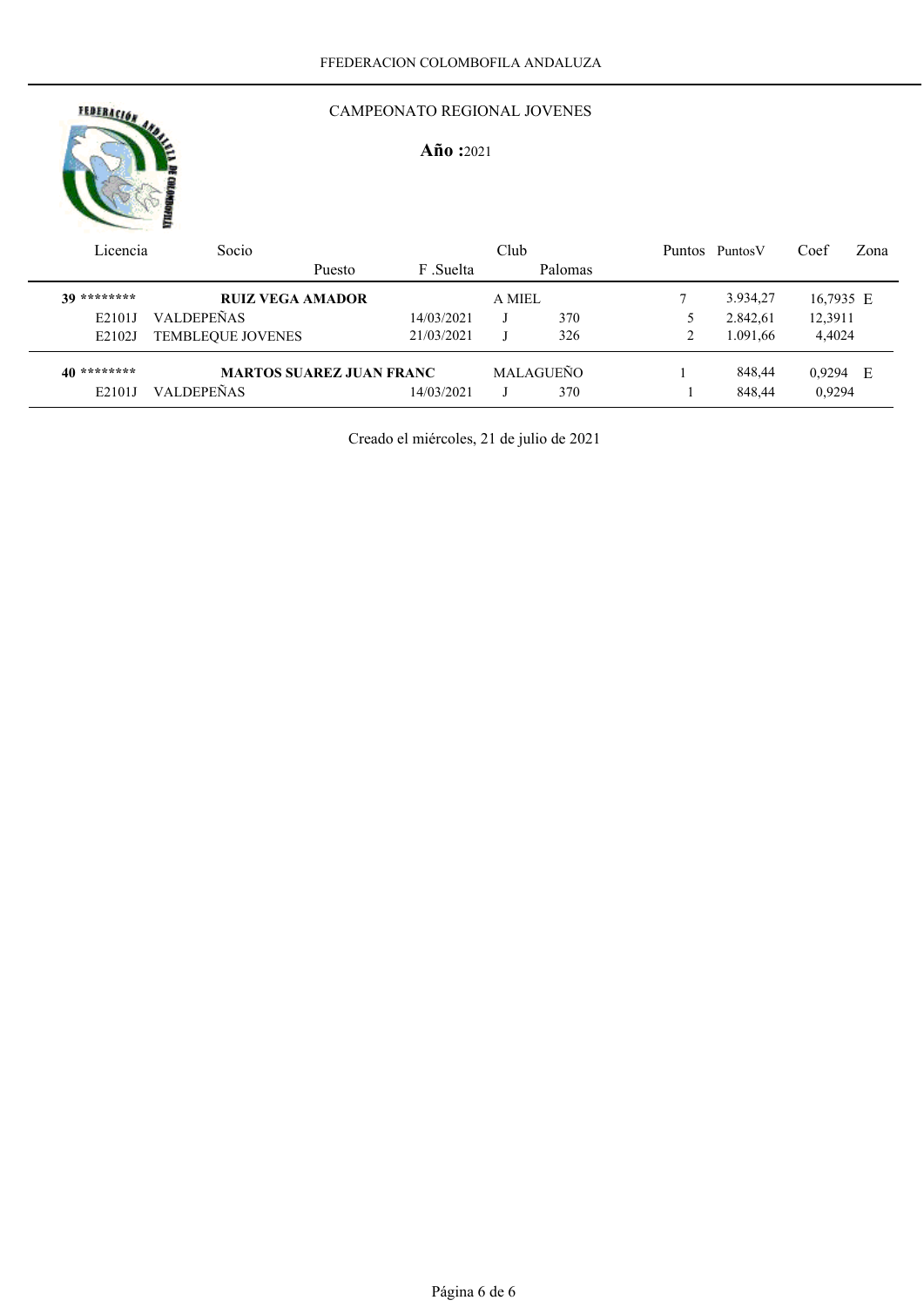FFEDERACION COLOMBOFILA ANDALUZA

# CAMPEONATO REGIONAL JOVENES

**Año :**2021

| Licencia | Socio / Puesto | F .Suelta | Club | Palomas | Puntos | PuntosV | Coef | Zona |
|---|---|---|---|---|---|---|---|---|
| **39 ********** | **RUIZ VEGA AMADOR** | | A MIEL | | 7 | 3.934,27 | 16,7935 | E |
| E2101J | VALDEPEÑAS | 14/03/2021 | J | 370 | 5 | 2.842,61 | 12,3911 | |
| E2102J | TEMBLEQUE JOVENES | 21/03/2021 | J | 326 | 2 | 1.091,66 | 4,4024 | |
| **40 ********** | **MARTOS SUAREZ JUAN FRANC** | | MALAGUEÑO | | 1 | 848,44 | 0,9294 | E |
| E2101J | VALDEPEÑAS | 14/03/2021 | J | 370 | 1 | 848,44 | 0,9294 | |

Creado el miércoles, 21 de julio de 2021